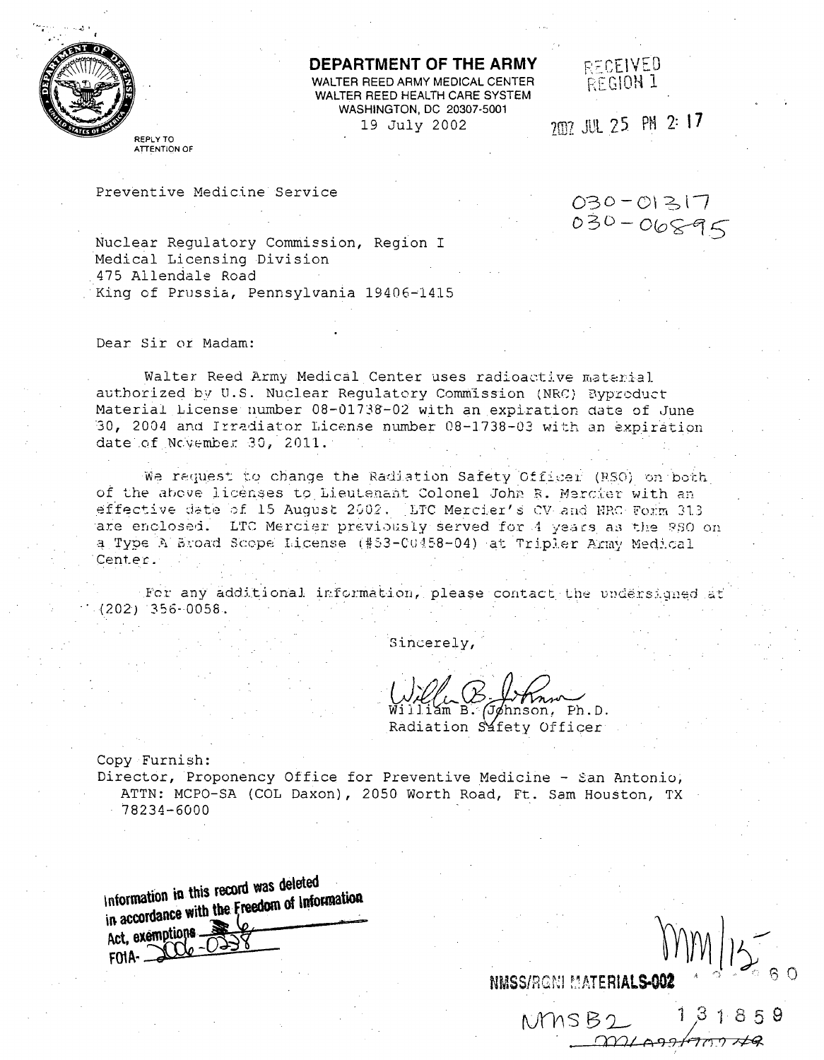**DEPARTMENT OF THE ARMY**
WALTER REED ARMY MEDICAL CENTER
WALTER REED HEALTH CARE SYSTEM
WASHINGTON, DC 20307-5001

19 July 2002

RECEIVED
REGION 1

2002 JUL 25 PM 2:17

REPLY TO
ATTENTION OF

Preventive Medicine Service

030-01317
030-06895

Nuclear Regulatory Commission, Region I
Medical Licensing Division
475 Allendale Road
King of Prussia, Pennsylvania 19406-1415

Dear Sir or Madam:

Walter Reed Army Medical Center uses radioactive material authorized by U.S. Nuclear Regulatory Commission (NRC) Byproduct Material License number 08-01738-02 with an expiration date of June 30, 2004 and Irradiator License number 08-1738-03 with an expiration date of November 30, 2011.

We request to change the Radiation Safety Officer (RSO) on both of the above licenses to Lieutenant Colonel John R. Mercier with an effective date of 15 August 2002. LTC Mercier's CV and NRC Form 313 are enclosed. LTC Mercier previously served for 4 years as the RSO on a Type A Broad Scope License (#53-00458-04) at Tripler Army Medical Center.

For any additional information, please contact the undersigned at (202) 356-0058.

Sincerely,

William B. Johnson, Ph.D.
Radiation Safety Officer

Copy Furnish:
Director, Proponency Office for Preventive Medicine - San Antonio, ATTN: MCPO-SA (COL Daxon), 2050 Worth Road, Ft. Sam Houston, TX 78234-6000

Information in this record was deleted in accordance with the Freedom of Information Act, exemptions 6
FOIA- 2006-0238

NMSS/RGN1 MATERIALS-002

NMSB2 131859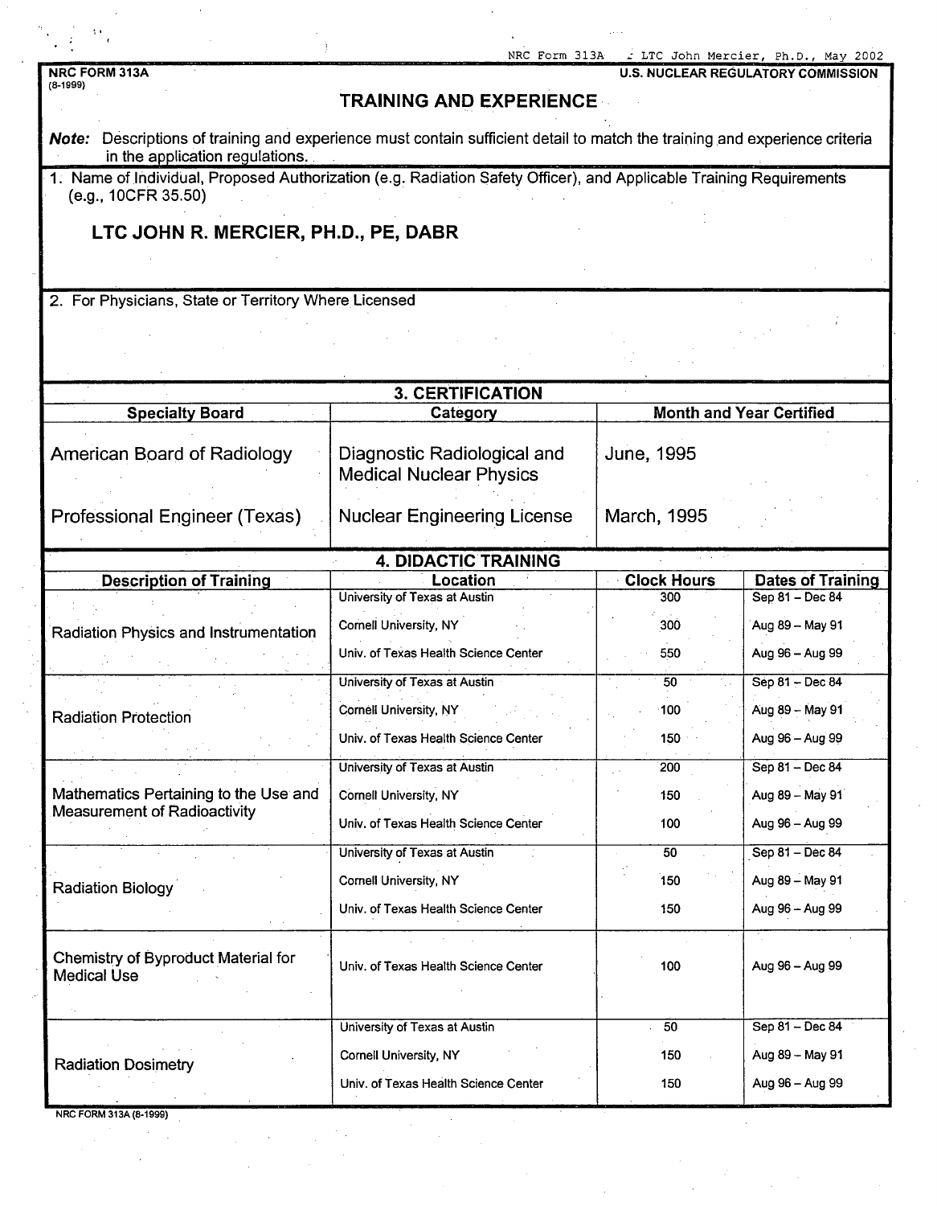NRC FORM 313A
(8-1999)

U.S. NUCLEAR REGULATORY COMMISSION

# TRAINING AND EXPERIENCE

***Note:*** Descriptions of training and experience must contain sufficient detail to match the training and experience criteria in the application regulations.

1. Name of Individual, Proposed Authorization (e.g. Radiation Safety Officer), and Applicable Training Requirements (e.g., 10CFR 35.50)

**LTC JOHN R. MERCIER, PH.D., PE, DABR**

2. For Physicians, State or Territory Where Licensed

## 3. CERTIFICATION

| Specialty Board | Category | Month and Year Certified |
|---|---|---|
| American Board of Radiology | Diagnostic Radiological and Medical Nuclear Physics | June, 1995 |
| Professional Engineer (Texas) | Nuclear Engineering License | March, 1995 |

## 4. DIDACTIC TRAINING

| Description of Training | Location | Clock Hours | Dates of Training |
|---|---|---|---|
| Radiation Physics and Instrumentation | University of Texas at Austin | 300 | Sep 81 – Dec 84 |
| | Cornell University, NY | 300 | Aug 89 – May 91 |
| | Univ. of Texas Health Science Center | 550 | Aug 96 – Aug 99 |
| Radiation Protection | University of Texas at Austin | 50 | Sep 81 – Dec 84 |
| | Cornell University, NY | 100 | Aug 89 – May 91 |
| | Univ. of Texas Health Science Center | 150 | Aug 96 – Aug 99 |
| Mathematics Pertaining to the Use and Measurement of Radioactivity | University of Texas at Austin | 200 | Sep 81 – Dec 84 |
| | Cornell University, NY | 150 | Aug 89 – May 91 |
| | Univ. of Texas Health Science Center | 100 | Aug 96 – Aug 99 |
| Radiation Biology | University of Texas at Austin | 50 | Sep 81 – Dec 84 |
| | Cornell University, NY | 150 | Aug 89 – May 91 |
| | Univ. of Texas Health Science Center | 150 | Aug 96 – Aug 99 |
| Chemistry of Byproduct Material for Medical Use | Univ. of Texas Health Science Center | 100 | Aug 96 – Aug 99 |
| Radiation Dosimetry | University of Texas at Austin | 50 | Sep 81 – Dec 84 |
| | Cornell University, NY | 150 | Aug 89 – May 91 |
| | Univ. of Texas Health Science Center | 150 | Aug 96 – Aug 99 |

NRC FORM 313A (8-1999)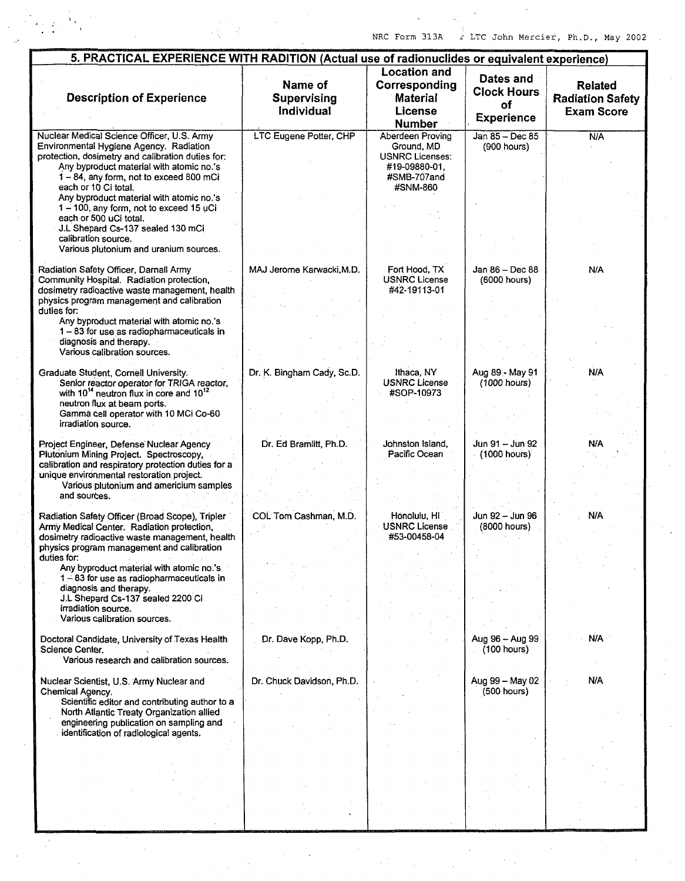## 5. PRACTICAL EXPERIENCE WITH RADITION (Actual use of radionuclides or equivalent experience)

| Description of Experience | Name of Supervising Individual | Location and Corresponding Material License Number | Dates and Clock Hours of Experience | Related Radiation Safety Exam Score |
|---|---|---|---|---|
| Nuclear Medical Science Officer, U.S. Army Environmental Hygiene Agency. Radiation protection, dosimetry and calibration duties for: Any byproduct material with atomic no.'s 1 – 84, any form, not to exceed 800 mCi each or 10 Ci total. Any byproduct material with atomic no.'s 1 – 100, any form, not to exceed 15 uCi each or 500 uCi total. J.L Shepard Cs-137 sealed 130 mCi calibration source. Various plutonium and uranium sources. | LTC Eugene Potter, CHP | Aberdeen Proving Ground, MD USNRC Licenses: #19-09880-01, #SMB-707and #SNM-860 | Jan 85 – Dec 85 (900 hours) | N/A |
| Radiation Safety Officer, Darnall Army Community Hospital. Radiation protection, dosimetry radioactive waste management, health physics program management and calibration duties for: Any byproduct material with atomic no.'s 1 – 83 for use as radiopharmaceuticals in diagnosis and therapy. Various calibration sources. | MAJ Jerome Karwacki,M.D. | Fort Hood, TX USNRC License #42-19113-01 | Jan 86 – Dec 88 (6000 hours) | N/A |
| Graduate Student, Cornell University. Senior reactor operator for TRIGA reactor, with $10^{14}$ neutron flux in core and $10^{12}$ neutron flux at beam ports. Gamma cell operator with 10 MCi Co-60 irradiation source. | Dr. K. Bingham Cady, Sc.D. | Ithaca, NY USNRC License #SOP-10973 | Aug 89 - May 91 (1000 hours) | N/A |
| Project Engineer, Defense Nuclear Agency Plutonium Mining Project. Spectroscopy, calibration and respiratory protection duties for a unique environmental restoration project. Various plutonium and americium samples and sources. | Dr. Ed Bramlitt, Ph.D. | Johnston Island, Pacific Ocean | Jun 91 – Jun 92 (1000 hours) | N/A |
| Radiation Safety Officer (Broad Scope), Tripler Army Medical Center. Radiation protection, dosimetry radioactive waste management, health physics program management and calibration duties for: Any byproduct material with atomic no.'s 1 – 83 for use as radiopharmaceuticals in diagnosis and therapy. J.L Shepard Cs-137 sealed 2200 Ci irradiation source. Various calibration sources. | COL Tom Cashman, M.D. | Honolulu, HI USNRC License #53-00458-04 | Jun 92 – Jun 96 (8000 hours) | N/A |
| Doctoral Candidate, University of Texas Health Science Center. Various research and calibration sources. | Dr. Dave Kopp, Ph.D. | | Aug 96 – Aug 99 (100 hours) | N/A |
| Nuclear Scientist, U.S. Army Nuclear and Chemical Agency. Scientific editor and contributing author to a North Atlantic Treaty Organization allied engineering publication on sampling and identification of radiological agents. | Dr. Chuck Davidson, Ph.D. | | Aug 99 – May 02 (500 hours) | N/A |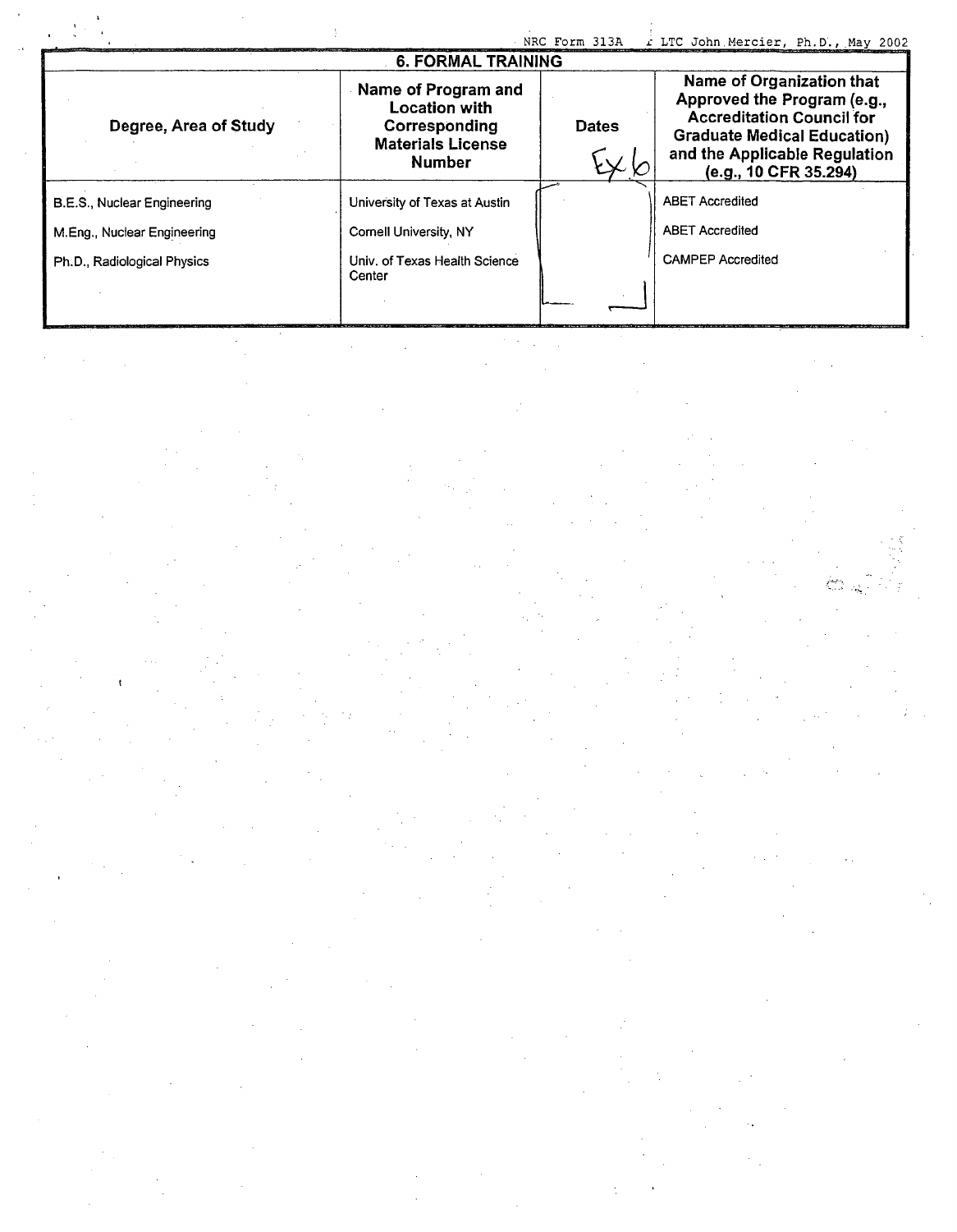## 6. FORMAL TRAINING

| Degree, Area of Study | Name of Program and Location with Corresponding Materials License Number | Dates | Name of Organization that Approved the Program (e.g., Accreditation Council for Graduate Medical Education) and the Applicable Regulation (e.g., 10 CFR 35.294) |
|---|---|---|---|
| B.E.S., Nuclear Engineering | University of Texas at Austin | Ex 6 | ABET Accredited |
| M.Eng., Nuclear Engineering | Cornell University, NY | | ABET Accredited |
| Ph.D., Radiological Physics | Univ. of Texas Health Science Center | | CAMPEP Accredited |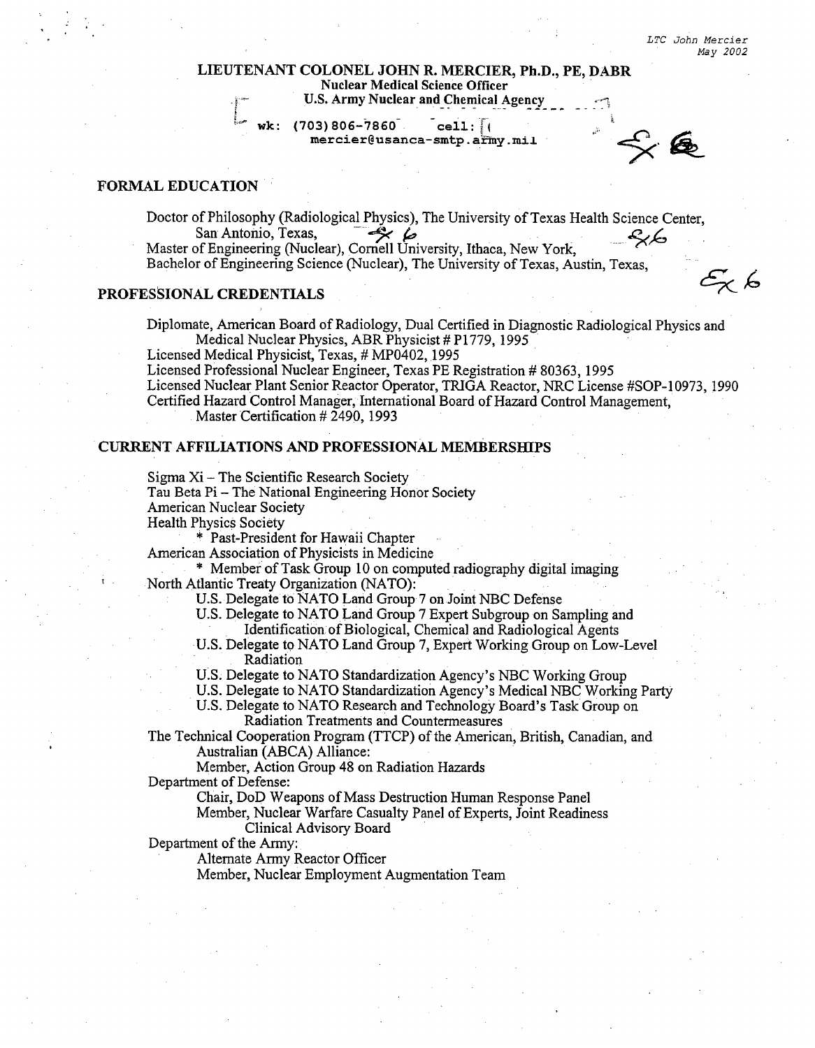# LIEUTENANT COLONEL JOHN R. MERCIER, Ph.D., PE, DABR

**Nuclear Medical Science Officer**
**U.S. Army Nuclear and Chemical Agency**

wk: (703)806-7860 cell: [
mercier@usanca-smtp.army.mil

Ex 6

## FORMAL EDUCATION

Doctor of Philosophy (Radiological Physics), The University of Texas Health Science Center, San Antonio, Texas, Ex 6 Ex 6
Master of Engineering (Nuclear), Cornell University, Ithaca, New York,
Bachelor of Engineering Science (Nuclear), The University of Texas, Austin, Texas,

Ex 6

## PROFESSIONAL CREDENTIALS

Diplomate, American Board of Radiology, Dual Certified in Diagnostic Radiological Physics and Medical Nuclear Physics, ABR Physicist # P1779, 1995
Licensed Medical Physicist, Texas, # MP0402, 1995
Licensed Professional Nuclear Engineer, Texas PE Registration # 80363, 1995
Licensed Nuclear Plant Senior Reactor Operator, TRIGA Reactor, NRC License #SOP-10973, 1990
Certified Hazard Control Manager, International Board of Hazard Control Management, Master Certification # 2490, 1993

## CURRENT AFFILIATIONS AND PROFESSIONAL MEMBERSHIPS

Sigma Xi – The Scientific Research Society
Tau Beta Pi – The National Engineering Honor Society
American Nuclear Society
Health Physics Society
- * Past-President for Hawaii Chapter

American Association of Physicists in Medicine
- * Member of Task Group 10 on computed radiography digital imaging

North Atlantic Treaty Organization (NATO):
- U.S. Delegate to NATO Land Group 7 on Joint NBC Defense
- U.S. Delegate to NATO Land Group 7 Expert Subgroup on Sampling and Identification of Biological, Chemical and Radiological Agents
- U.S. Delegate to NATO Land Group 7, Expert Working Group on Low-Level Radiation
- U.S. Delegate to NATO Standardization Agency's NBC Working Group
- U.S. Delegate to NATO Standardization Agency's Medical NBC Working Party
- U.S. Delegate to NATO Research and Technology Board's Task Group on Radiation Treatments and Countermeasures

The Technical Cooperation Program (TTCP) of the American, British, Canadian, and Australian (ABCA) Alliance:
- Member, Action Group 48 on Radiation Hazards

Department of Defense:
- Chair, DoD Weapons of Mass Destruction Human Response Panel
- Member, Nuclear Warfare Casualty Panel of Experts, Joint Readiness Clinical Advisory Board

Department of the Army:
- Alternate Army Reactor Officer
- Member, Nuclear Employment Augmentation Team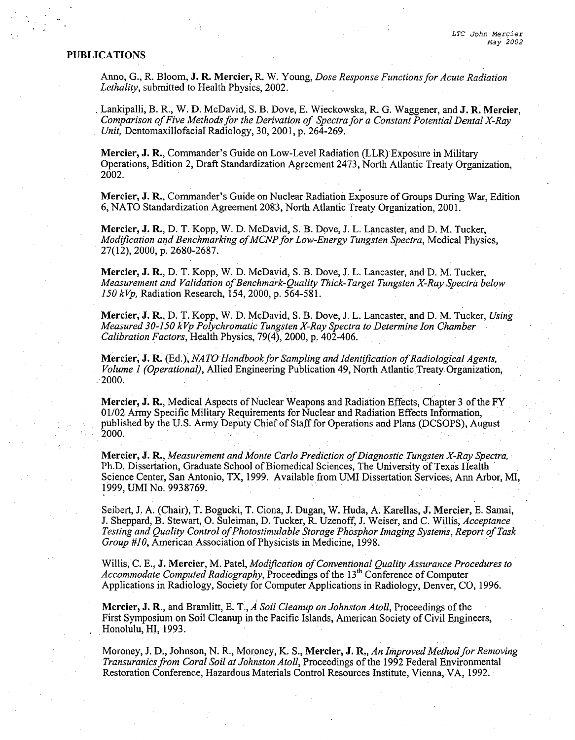## PUBLICATIONS

Anno, G., R. Bloom, **J. R. Mercier,** R. W. Young, *Dose Response Functions for Acute Radiation Lethality*, submitted to Health Physics, 2002.

Lankipalli, B. R., W. D. McDavid, S. B. Dove, E. Wieckowska, R. G. Waggener, and **J. R. Mercier**, *Comparison of Five Methods for the Derivation of Spectra for a Constant Potential Dental X-Ray Unit,* Dentomaxillofacial Radiology, 30, 2001, p. 264-269.

**Mercier, J. R.**, Commander's Guide on Low-Level Radiation (LLR) Exposure in Military Operations, Edition 2, Draft Standardization Agreement 2473, North Atlantic Treaty Organization, 2002.

**Mercier, J. R.**, Commander's Guide on Nuclear Radiation Exposure of Groups During War, Edition 6, NATO Standardization Agreement 2083, North Atlantic Treaty Organization, 2001.

**Mercier, J. R.**, D. T. Kopp, W. D. McDavid, S. B. Dove, J. L. Lancaster, and D. M. Tucker, *Modification and Benchmarking of MCNP for Low-Energy Tungsten Spectra*, Medical Physics, 27(12), 2000, p. 2680-2687.

**Mercier, J. R.**, D. T. Kopp, W. D. McDavid, S. B. Dove, J. L. Lancaster, and D. M. Tucker, *Measurement and Validation of Benchmark-Quality Thick-Target Tungsten X-Ray Spectra below 150 kVp,* Radiation Research, 154, 2000, p. 564-581.

**Mercier, J. R.**, D. T. Kopp, W. D. McDavid, S. B. Dove, J. L. Lancaster, and D. M. Tucker, *Using Measured 30-150 kVp Polychromatic Tungsten X-Ray Spectra to Determine Ion Chamber Calibration Factors*, Health Physics, 79(4), 2000, p. 402-406.

**Mercier, J. R.** (Ed.), *NATO Handbook for Sampling and Identification of Radiological Agents, Volume 1 (Operational)*, Allied Engineering Publication 49, North Atlantic Treaty Organization, 2000.

**Mercier, J. R.**, Medical Aspects of Nuclear Weapons and Radiation Effects, Chapter 3 of the FY 01/02 Army Specific Military Requirements for Nuclear and Radiation Effects Information, published by the U.S. Army Deputy Chief of Staff for Operations and Plans (DCSOPS), August 2000.

**Mercier, J. R.**, *Measurement and Monte Carlo Prediction of Diagnostic Tungsten X-Ray Spectra,* Ph.D. Dissertation, Graduate School of Biomedical Sciences, The University of Texas Health Science Center, San Antonio, TX, 1999. Available from UMI Dissertation Services, Ann Arbor, MI, 1999, UMI No. 9938769.

Seibert, J. A. (Chair), T. Bogucki, T. Ciona, J. Dugan, W. Huda, A. Karellas, **J. Mercier**, E. Samai, J. Sheppard, B. Stewart, O. Suleiman, D. Tucker, R. Uzenoff, J. Weiser, and C. Willis, *Acceptance Testing and Quality Control of Photostimulable Storage Phosphor Imaging Systems, Report of Task Group #10*, American Association of Physicists in Medicine, 1998.

Willis, C. E., **J. Mercier**, M. Patel, *Modification of Conventional Quality Assurance Procedures to Accommodate Computed Radiography*, Proceedings of the 13th Conference of Computer Applications in Radiology, Society for Computer Applications in Radiology, Denver, CO, 1996.

**Mercier, J. R**., and Bramlitt, E. T., *A Soil Cleanup on Johnston Atoll*, Proceedings of the First Symposium on Soil Cleanup in the Pacific Islands, American Society of Civil Engineers, Honolulu, HI, 1993.

Moroney, J. D., Johnson, N. R., Moroney, K. S., **Mercier, J. R.**, *An Improved Method for Removing Transuranics from Coral Soil at Johnston Atoll*, Proceedings of the 1992 Federal Environmental Restoration Conference, Hazardous Materials Control Resources Institute, Vienna, VA, 1992.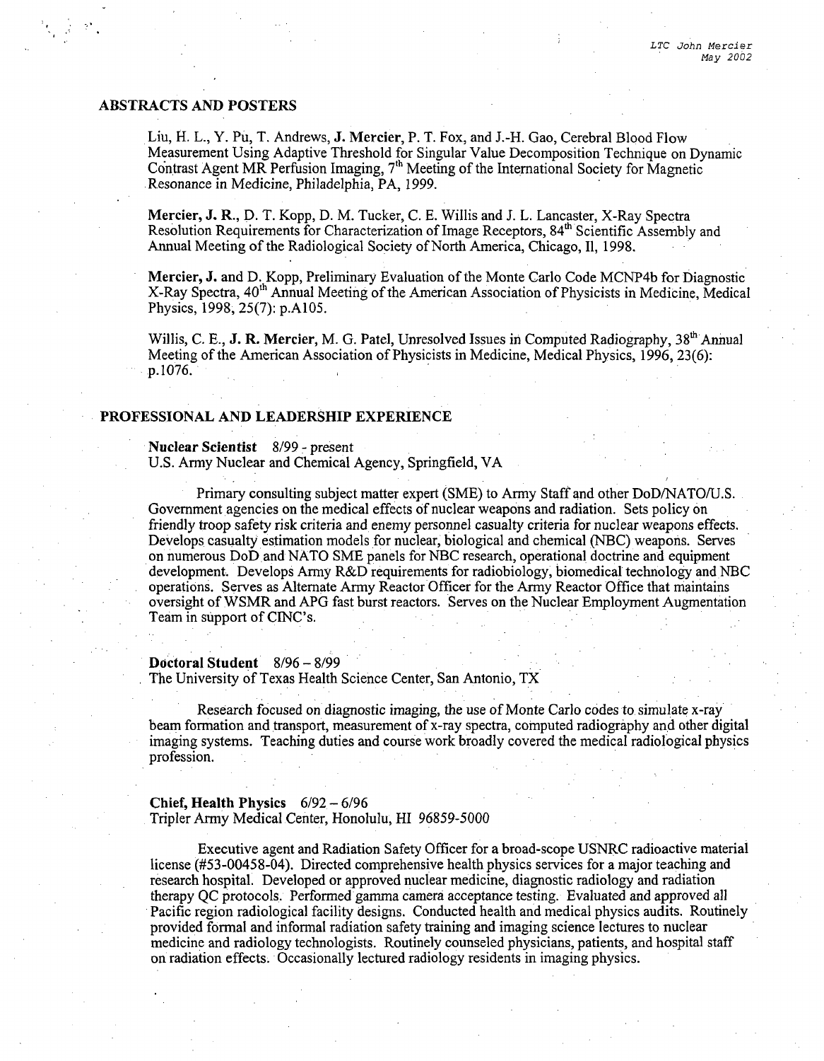## ABSTRACTS AND POSTERS

Liu, H. L., Y. Pu, T. Andrews, **J. Mercier**, P. T. Fox, and J.-H. Gao, Cerebral Blood Flow Measurement Using Adaptive Threshold for Singular Value Decomposition Technique on Dynamic Contrast Agent MR Perfusion Imaging, 7th Meeting of the International Society for Magnetic Resonance in Medicine, Philadelphia, PA, 1999.

**Mercier, J. R.**, D. T. Kopp, D. M. Tucker, C. E. Willis and J. L. Lancaster, X-Ray Spectra Resolution Requirements for Characterization of Image Receptors, 84th Scientific Assembly and Annual Meeting of the Radiological Society of North America, Chicago, Il, 1998.

**Mercier, J.** and D. Kopp, Preliminary Evaluation of the Monte Carlo Code MCNP4b for Diagnostic X-Ray Spectra, 40th Annual Meeting of the American Association of Physicists in Medicine, Medical Physics, 1998, 25(7): p.A105.

Willis, C. E., **J. R. Mercier**, M. G. Patel, Unresolved Issues in Computed Radiography, 38th Annual Meeting of the American Association of Physicists in Medicine, Medical Physics, 1996, 23(6): p.1076.

## PROFESSIONAL AND LEADERSHIP EXPERIENCE

**Nuclear Scientist** 8/99 - present
U.S. Army Nuclear and Chemical Agency, Springfield, VA

Primary consulting subject matter expert (SME) to Army Staff and other DoD/NATO/U.S. Government agencies on the medical effects of nuclear weapons and radiation. Sets policy on friendly troop safety risk criteria and enemy personnel casualty criteria for nuclear weapons effects. Develops casualty estimation models for nuclear, biological and chemical (NBC) weapons. Serves on numerous DoD and NATO SME panels for NBC research, operational doctrine and equipment development. Develops Army R&D requirements for radiobiology, biomedical technology and NBC operations. Serves as Alternate Army Reactor Officer for the Army Reactor Office that maintains oversight of WSMR and APG fast burst reactors. Serves on the Nuclear Employment Augmentation Team in support of CINC's.

**Doctoral Student** 8/96 – 8/99
The University of Texas Health Science Center, San Antonio, TX

Research focused on diagnostic imaging, the use of Monte Carlo codes to simulate x-ray beam formation and transport, measurement of x-ray spectra, computed radiography and other digital imaging systems. Teaching duties and course work broadly covered the medical radiological physics profession.

**Chief, Health Physics** 6/92 – 6/96
Tripler Army Medical Center, Honolulu, HI 96859-5000

Executive agent and Radiation Safety Officer for a broad-scope USNRC radioactive material license (#53-00458-04). Directed comprehensive health physics services for a major teaching and research hospital. Developed or approved nuclear medicine, diagnostic radiology and radiation therapy QC protocols. Performed gamma camera acceptance testing. Evaluated and approved all Pacific region radiological facility designs. Conducted health and medical physics audits. Routinely provided formal and informal radiation safety training and imaging science lectures to nuclear medicine and radiology technologists. Routinely counseled physicians, patients, and hospital staff on radiation effects. Occasionally lectured radiology residents in imaging physics.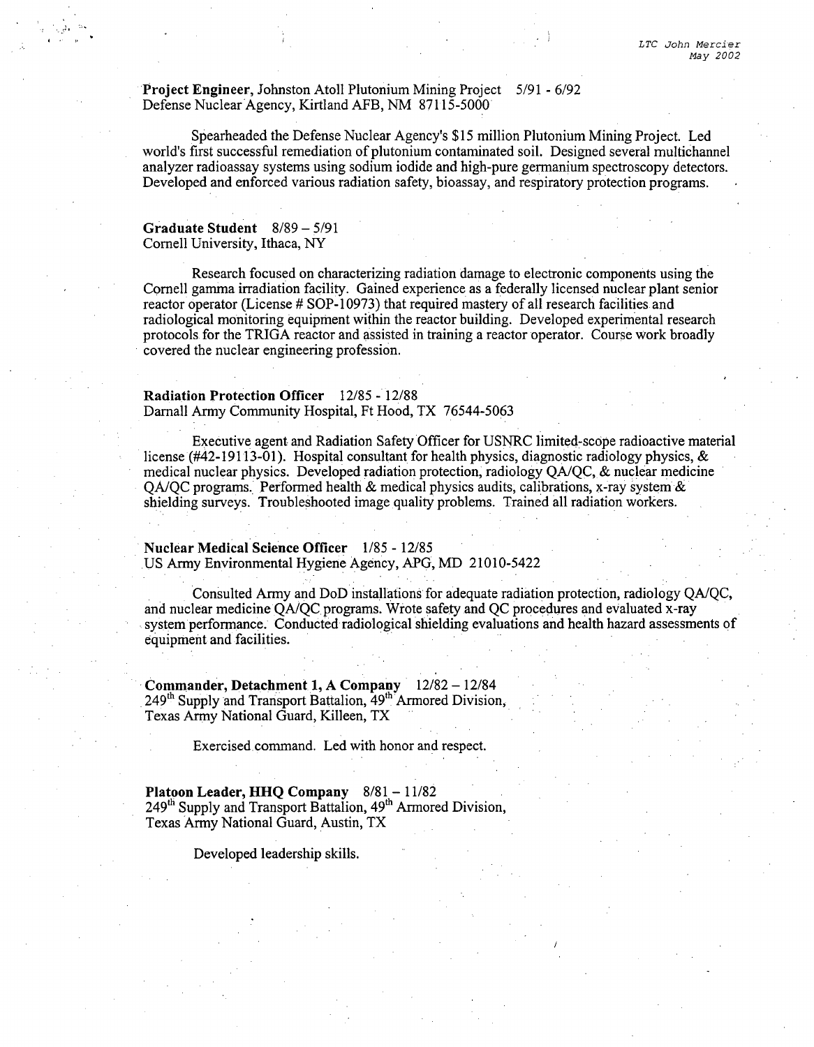**Project Engineer**, Johnston Atoll Plutonium Mining Project 5/91 - 6/92
Defense Nuclear Agency, Kirtland AFB, NM 87115-5000

Spearheaded the Defense Nuclear Agency's $15 million Plutonium Mining Project. Led world's first successful remediation of plutonium contaminated soil. Designed several multichannel analyzer radioassay systems using sodium iodide and high-pure germanium spectroscopy detectors. Developed and enforced various radiation safety, bioassay, and respiratory protection programs.

**Graduate Student** 8/89 – 5/91
Cornell University, Ithaca, NY

Research focused on characterizing radiation damage to electronic components using the Cornell gamma irradiation facility. Gained experience as a federally licensed nuclear plant senior reactor operator (License # SOP-10973) that required mastery of all research facilities and radiological monitoring equipment within the reactor building. Developed experimental research protocols for the TRIGA reactor and assisted in training a reactor operator. Course work broadly covered the nuclear engineering profession.

**Radiation Protection Officer** 12/85 - 12/88
Darnall Army Community Hospital, Ft Hood, TX 76544-5063

Executive agent and Radiation Safety Officer for USNRC limited-scope radioactive material license (#42-19113-01). Hospital consultant for health physics, diagnostic radiology physics, & medical nuclear physics. Developed radiation protection, radiology QA/QC, & nuclear medicine QA/QC programs. Performed health & medical physics audits, calibrations, x-ray system & shielding surveys. Troubleshooted image quality problems. Trained all radiation workers.

**Nuclear Medical Science Officer** 1/85 - 12/85
US Army Environmental Hygiene Agency, APG, MD 21010-5422

Consulted Army and DoD installations for adequate radiation protection, radiology QA/QC, and nuclear medicine QA/QC programs. Wrote safety and QC procedures and evaluated x-ray system performance. Conducted radiological shielding evaluations and health hazard assessments of equipment and facilities.

**Commander, Detachment 1, A Company** 12/82 – 12/84
249th Supply and Transport Battalion, 49th Armored Division,
Texas Army National Guard, Killeen, TX

Exercised command. Led with honor and respect.

**Platoon Leader, HHQ Company** 8/81 – 11/82
249th Supply and Transport Battalion, 49th Armored Division,
Texas Army National Guard, Austin, TX

Developed leadership skills.